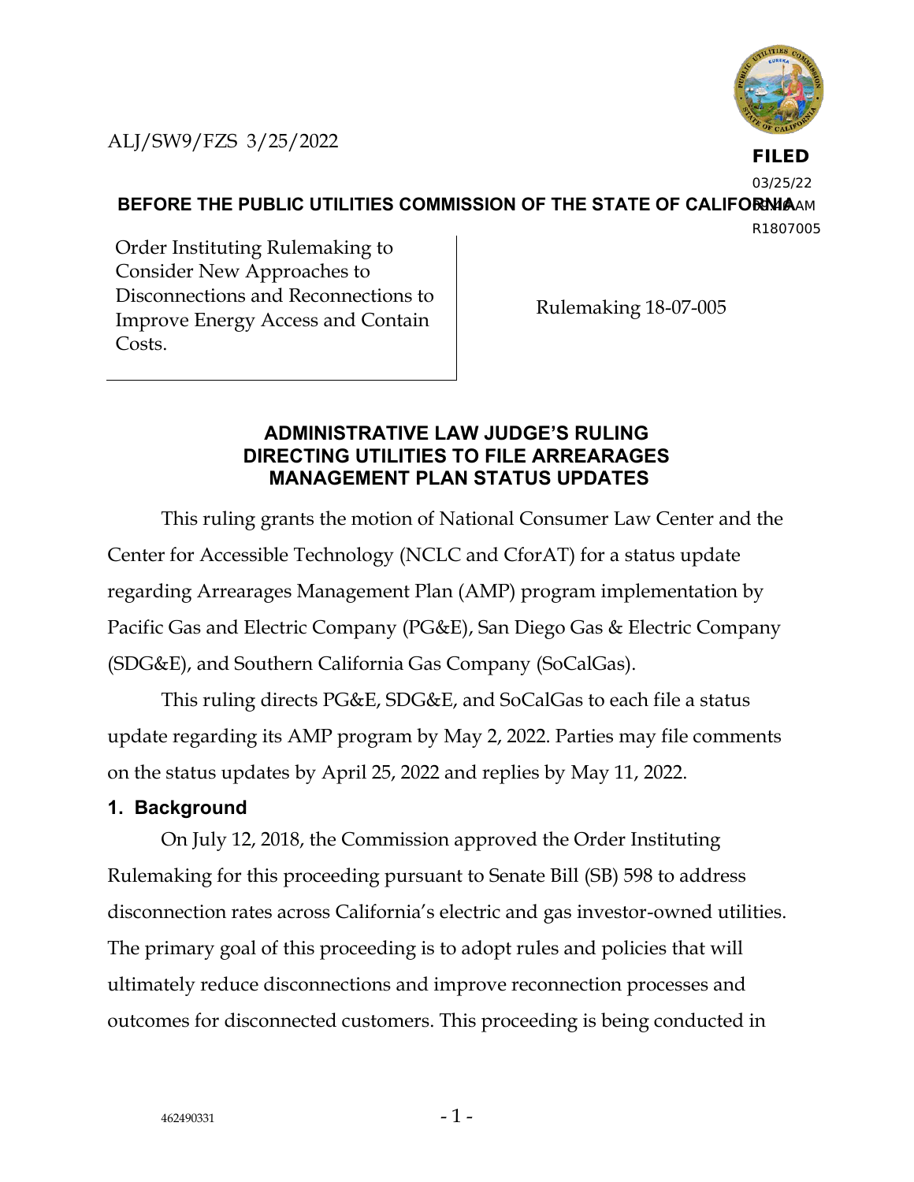ALJ/SW9/FZS 3/25/2022

FILED
03/25/22
09:48 AM
R1807005

**BEFORE THE PUBLIC UTILITIES COMMISSION OF THE STATE OF CALIFORNIA**

| Order Instituting Rulemaking to Consider New Approaches to Disconnections and Reconnections to Improve Energy Access and Contain Costs. | Rulemaking 18-07-005 |
|---|---|

## ADMINISTRATIVE LAW JUDGE'S RULING DIRECTING UTILITIES TO FILE ARREARAGES MANAGEMENT PLAN STATUS UPDATES

This ruling grants the motion of National Consumer Law Center and the Center for Accessible Technology (NCLC and CforAT) for a status update regarding Arrearages Management Plan (AMP) program implementation by Pacific Gas and Electric Company (PG&E), San Diego Gas & Electric Company (SDG&E), and Southern California Gas Company (SoCalGas).

This ruling directs PG&E, SDG&E, and SoCalGas to each file a status update regarding its AMP program by May 2, 2022. Parties may file comments on the status updates by April 25, 2022 and replies by May 11, 2022.

### 1. Background

On July 12, 2018, the Commission approved the Order Instituting Rulemaking for this proceeding pursuant to Senate Bill (SB) 598 to address disconnection rates across California's electric and gas investor-owned utilities. The primary goal of this proceeding is to adopt rules and policies that will ultimately reduce disconnections and improve reconnection processes and outcomes for disconnected customers. This proceeding is being conducted in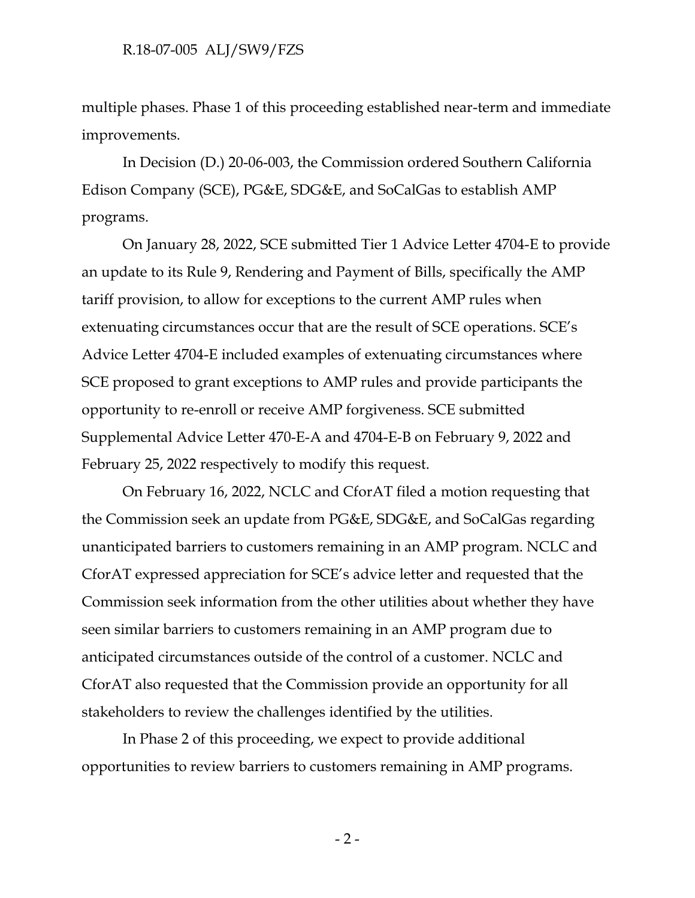multiple phases. Phase 1 of this proceeding established near-term and immediate improvements.

In Decision (D.) 20-06-003, the Commission ordered Southern California Edison Company (SCE), PG&E, SDG&E, and SoCalGas to establish AMP programs.

On January 28, 2022, SCE submitted Tier 1 Advice Letter 4704-E to provide an update to its Rule 9, Rendering and Payment of Bills, specifically the AMP tariff provision, to allow for exceptions to the current AMP rules when extenuating circumstances occur that are the result of SCE operations. SCE's Advice Letter 4704-E included examples of extenuating circumstances where SCE proposed to grant exceptions to AMP rules and provide participants the opportunity to re-enroll or receive AMP forgiveness. SCE submitted Supplemental Advice Letter 470-E-A and 4704-E-B on February 9, 2022 and February 25, 2022 respectively to modify this request.

On February 16, 2022, NCLC and CforAT filed a motion requesting that the Commission seek an update from PG&E, SDG&E, and SoCalGas regarding unanticipated barriers to customers remaining in an AMP program. NCLC and CforAT expressed appreciation for SCE's advice letter and requested that the Commission seek information from the other utilities about whether they have seen similar barriers to customers remaining in an AMP program due to anticipated circumstances outside of the control of a customer. NCLC and CforAT also requested that the Commission provide an opportunity for all stakeholders to review the challenges identified by the utilities.

In Phase 2 of this proceeding, we expect to provide additional opportunities to review barriers to customers remaining in AMP programs.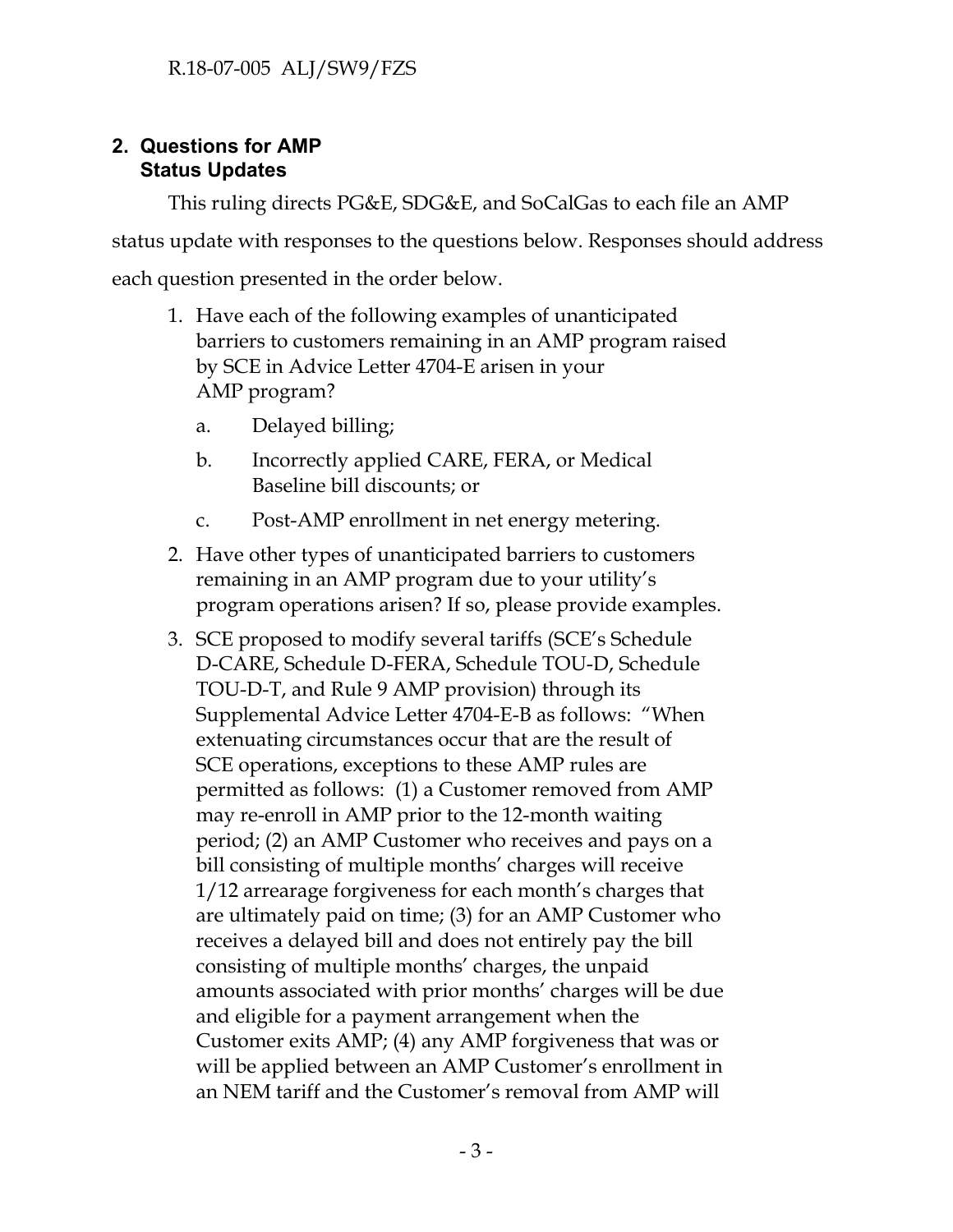## 2. Questions for AMP Status Updates

This ruling directs PG&E, SDG&E, and SoCalGas to each file an AMP status update with responses to the questions below. Responses should address each question presented in the order below.

1. Have each of the following examples of unanticipated barriers to customers remaining in an AMP program raised by SCE in Advice Letter 4704-E arisen in your AMP program?
   a. Delayed billing;
   b. Incorrectly applied CARE, FERA, or Medical Baseline bill discounts; or
   c. Post-AMP enrollment in net energy metering.
2. Have other types of unanticipated barriers to customers remaining in an AMP program due to your utility's program operations arisen? If so, please provide examples.
3. SCE proposed to modify several tariffs (SCE's Schedule D-CARE, Schedule D-FERA, Schedule TOU-D, Schedule TOU-D-T, and Rule 9 AMP provision) through its Supplemental Advice Letter 4704-E-B as follows: "When extenuating circumstances occur that are the result of SCE operations, exceptions to these AMP rules are permitted as follows: (1) a Customer removed from AMP may re-enroll in AMP prior to the 12-month waiting period; (2) an AMP Customer who receives and pays on a bill consisting of multiple months' charges will receive 1/12 arrearage forgiveness for each month's charges that are ultimately paid on time; (3) for an AMP Customer who receives a delayed bill and does not entirely pay the bill consisting of multiple months' charges, the unpaid amounts associated with prior months' charges will be due and eligible for a payment arrangement when the Customer exits AMP; (4) any AMP forgiveness that was or will be applied between an AMP Customer's enrollment in an NEM tariff and the Customer's removal from AMP will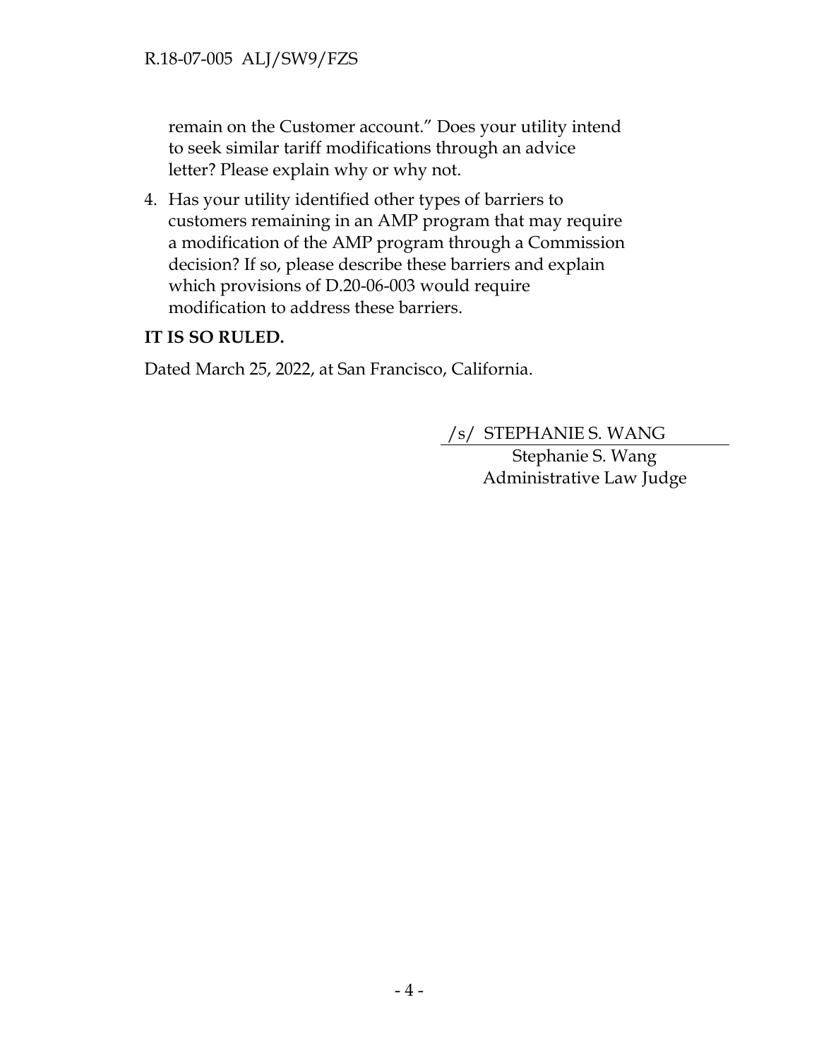remain on the Customer account." Does your utility intend to seek similar tariff modifications through an advice letter? Please explain why or why not.

4. Has your utility identified other types of barriers to customers remaining in an AMP program that may require a modification of the AMP program through a Commission decision? If so, please describe these barriers and explain which provisions of D.20-06-003 would require modification to address these barriers.

**IT IS SO RULED.**

Dated March 25, 2022, at San Francisco, California.

/s/ STEPHANIE S. WANG

Stephanie S. Wang
Administrative Law Judge